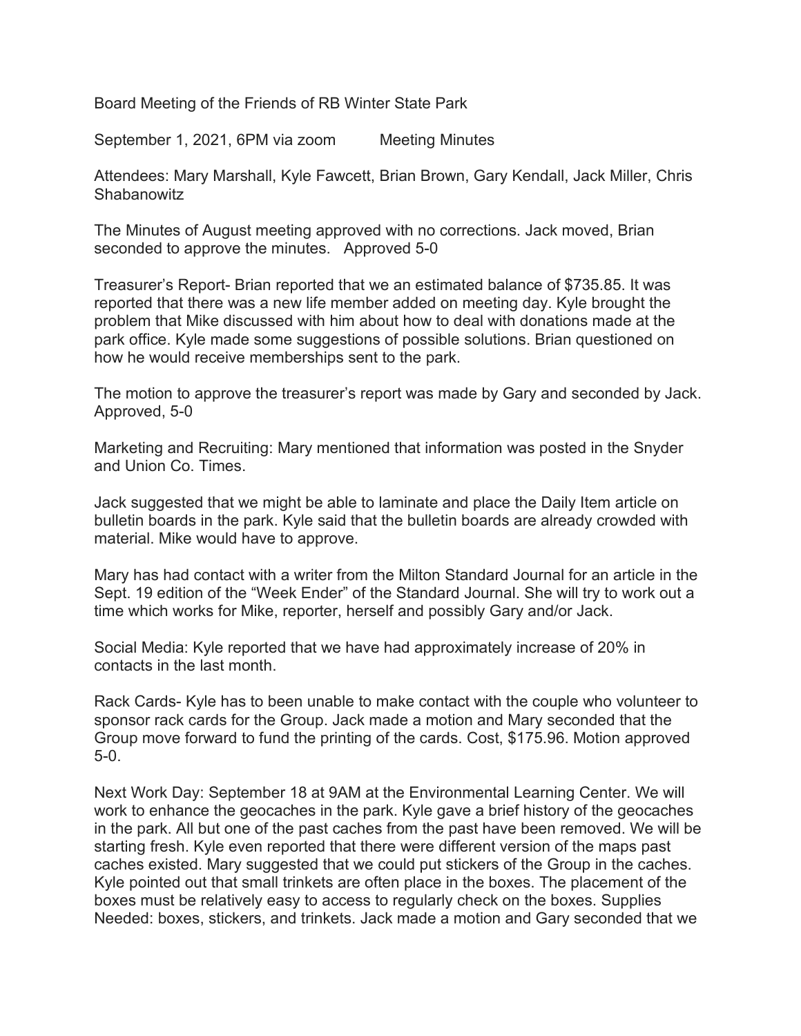Board Meeting of the Friends of RB Winter State Park

September 1, 2021, 6PM via zoom        Meeting Minutes

Attendees: Mary Marshall, Kyle Fawcett, Brian Brown, Gary Kendall, Jack Miller, Chris Shabanowitz

The Minutes of August meeting approved with no corrections. Jack moved, Brian seconded to approve the minutes.   Approved 5-0

Treasurer's Report- Brian reported that we an estimated balance of $735.85. It was reported that there was a new life member added on meeting day. Kyle brought the problem that Mike discussed with him about how to deal with donations made at the park office. Kyle made some suggestions of possible solutions. Brian questioned on how he would receive memberships sent to the park.

The motion to approve the treasurer's report was made by Gary and seconded by Jack. Approved, 5-0

Marketing and Recruiting: Mary mentioned that information was posted in the Snyder and Union Co. Times.

Jack suggested that we might be able to laminate and place the Daily Item article on bulletin boards in the park. Kyle said that the bulletin boards are already crowded with material. Mike would have to approve.

Mary has had contact with a writer from the Milton Standard Journal for an article in the Sept. 19 edition of the "Week Ender" of the Standard Journal. She will try to work out a time which works for Mike, reporter, herself and possibly Gary and/or Jack.

Social Media: Kyle reported that we have had approximately increase of 20% in contacts in the last month.

Rack Cards- Kyle has to been unable to make contact with the couple who volunteer to sponsor rack cards for the Group. Jack made a motion and Mary seconded that the Group move forward to fund the printing of the cards. Cost, $175.96. Motion approved 5-0.

Next Work Day: September 18 at 9AM at the Environmental Learning Center. We will work to enhance the geocaches in the park. Kyle gave a brief history of the geocaches in the park. All but one of the past caches from the past have been removed. We will be starting fresh. Kyle even reported that there were different version of the maps past caches existed. Mary suggested that we could put stickers of the Group in the caches. Kyle pointed out that small trinkets are often place in the boxes. The placement of the boxes must be relatively easy to access to regularly check on the boxes. Supplies Needed: boxes, stickers, and trinkets. Jack made a motion and Gary seconded that we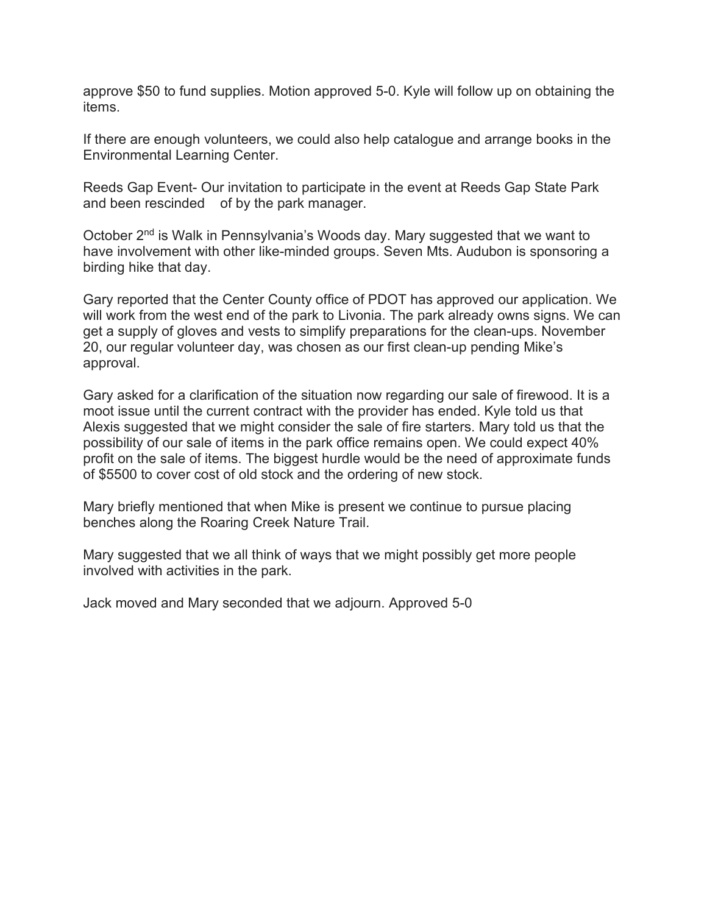approve $50 to fund supplies. Motion approved 5-0. Kyle will follow up on obtaining the items.

If there are enough volunteers, we could also help catalogue and arrange books in the Environmental Learning Center.

Reeds Gap Event- Our invitation to participate in the event at Reeds Gap State Park and been rescinded of by the park manager.

October 2nd is Walk in Pennsylvania's Woods day. Mary suggested that we want to have involvement with other like-minded groups. Seven Mts. Audubon is sponsoring a birding hike that day.

Gary reported that the Center County office of PDOT has approved our application. We will work from the west end of the park to Livonia. The park already owns signs. We can get a supply of gloves and vests to simplify preparations for the clean-ups. November 20, our regular volunteer day, was chosen as our first clean-up pending Mike's approval.

Gary asked for a clarification of the situation now regarding our sale of firewood. It is a moot issue until the current contract with the provider has ended. Kyle told us that Alexis suggested that we might consider the sale of fire starters. Mary told us that the possibility of our sale of items in the park office remains open. We could expect 40% profit on the sale of items. The biggest hurdle would be the need of approximate funds of $5500 to cover cost of old stock and the ordering of new stock.

Mary briefly mentioned that when Mike is present we continue to pursue placing benches along the Roaring Creek Nature Trail.

Mary suggested that we all think of ways that we might possibly get more people involved with activities in the park.

Jack moved and Mary seconded that we adjourn. Approved 5-0